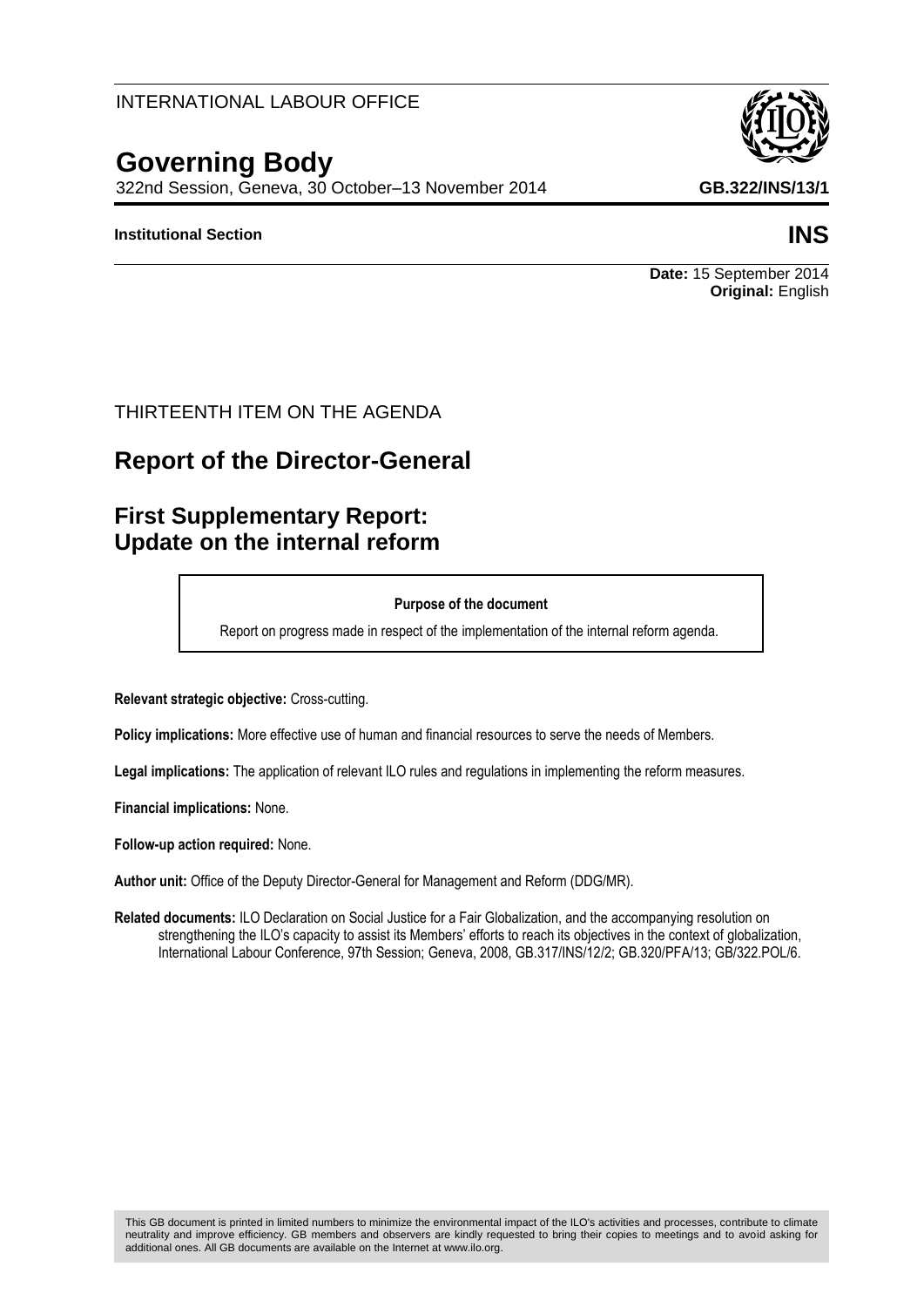INTERNATIONAL LABOUR OFFICE

# Governing Body

322nd Session, Geneva, 30 October–13 November 2014

**GB.322/INS/13/1**

**Institutional Section**

**INS**

**Date:** 15 September 2014
**Original:** English

THIRTEENTH ITEM ON THE AGENDA

## Report of the Director-General

## First Supplementary Report: Update on the internal reform

**Purpose of the document**

Report on progress made in respect of the implementation of the internal reform agenda.

**Relevant strategic objective:** Cross-cutting.

**Policy implications:** More effective use of human and financial resources to serve the needs of Members.

**Legal implications:** The application of relevant ILO rules and regulations in implementing the reform measures.

**Financial implications:** None.

**Follow-up action required:** None.

**Author unit:** Office of the Deputy Director-General for Management and Reform (DDG/MR).

**Related documents:** ILO Declaration on Social Justice for a Fair Globalization, and the accompanying resolution on strengthening the ILO's capacity to assist its Members' efforts to reach its objectives in the context of globalization, International Labour Conference, 97th Session; Geneva, 2008, GB.317/INS/12/2; GB.320/PFA/13; GB/322.POL/6.

This GB document is printed in limited numbers to minimize the environmental impact of the ILO's activities and processes, contribute to climate neutrality and improve efficiency. GB members and observers are kindly requested to bring their copies to meetings and to avoid asking for additional ones. All GB documents are available on the Internet at www.ilo.org.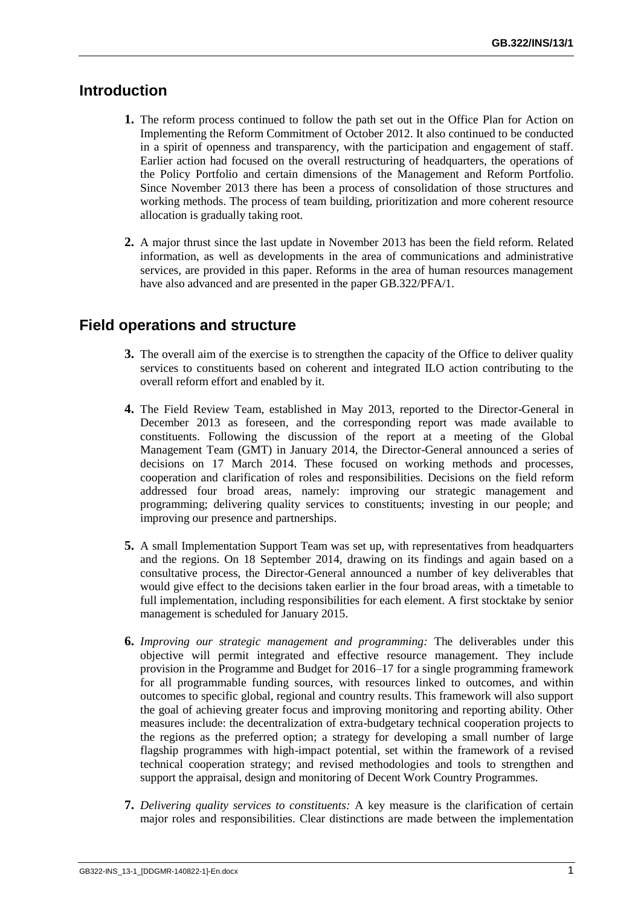## Introduction

**1.** The reform process continued to follow the path set out in the Office Plan for Action on Implementing the Reform Commitment of October 2012. It also continued to be conducted in a spirit of openness and transparency, with the participation and engagement of staff. Earlier action had focused on the overall restructuring of headquarters, the operations of the Policy Portfolio and certain dimensions of the Management and Reform Portfolio. Since November 2013 there has been a process of consolidation of those structures and working methods. The process of team building, prioritization and more coherent resource allocation is gradually taking root.

**2.** A major thrust since the last update in November 2013 has been the field reform. Related information, as well as developments in the area of communications and administrative services, are provided in this paper. Reforms in the area of human resources management have also advanced and are presented in the paper GB.322/PFA/1.

## Field operations and structure

**3.** The overall aim of the exercise is to strengthen the capacity of the Office to deliver quality services to constituents based on coherent and integrated ILO action contributing to the overall reform effort and enabled by it.

**4.** The Field Review Team, established in May 2013, reported to the Director-General in December 2013 as foreseen, and the corresponding report was made available to constituents. Following the discussion of the report at a meeting of the Global Management Team (GMT) in January 2014, the Director-General announced a series of decisions on 17 March 2014. These focused on working methods and processes, cooperation and clarification of roles and responsibilities. Decisions on the field reform addressed four broad areas, namely: improving our strategic management and programming; delivering quality services to constituents; investing in our people; and improving our presence and partnerships.

**5.** A small Implementation Support Team was set up, with representatives from headquarters and the regions. On 18 September 2014, drawing on its findings and again based on a consultative process, the Director-General announced a number of key deliverables that would give effect to the decisions taken earlier in the four broad areas, with a timetable to full implementation, including responsibilities for each element. A first stocktake by senior management is scheduled for January 2015.

**6.** *Improving our strategic management and programming:* The deliverables under this objective will permit integrated and effective resource management. They include provision in the Programme and Budget for 2016–17 for a single programming framework for all programmable funding sources, with resources linked to outcomes, and within outcomes to specific global, regional and country results. This framework will also support the goal of achieving greater focus and improving monitoring and reporting ability. Other measures include: the decentralization of extra-budgetary technical cooperation projects to the regions as the preferred option; a strategy for developing a small number of large flagship programmes with high-impact potential, set within the framework of a revised technical cooperation strategy; and revised methodologies and tools to strengthen and support the appraisal, design and monitoring of Decent Work Country Programmes.

**7.** *Delivering quality services to constituents:* A key measure is the clarification of certain major roles and responsibilities. Clear distinctions are made between the implementation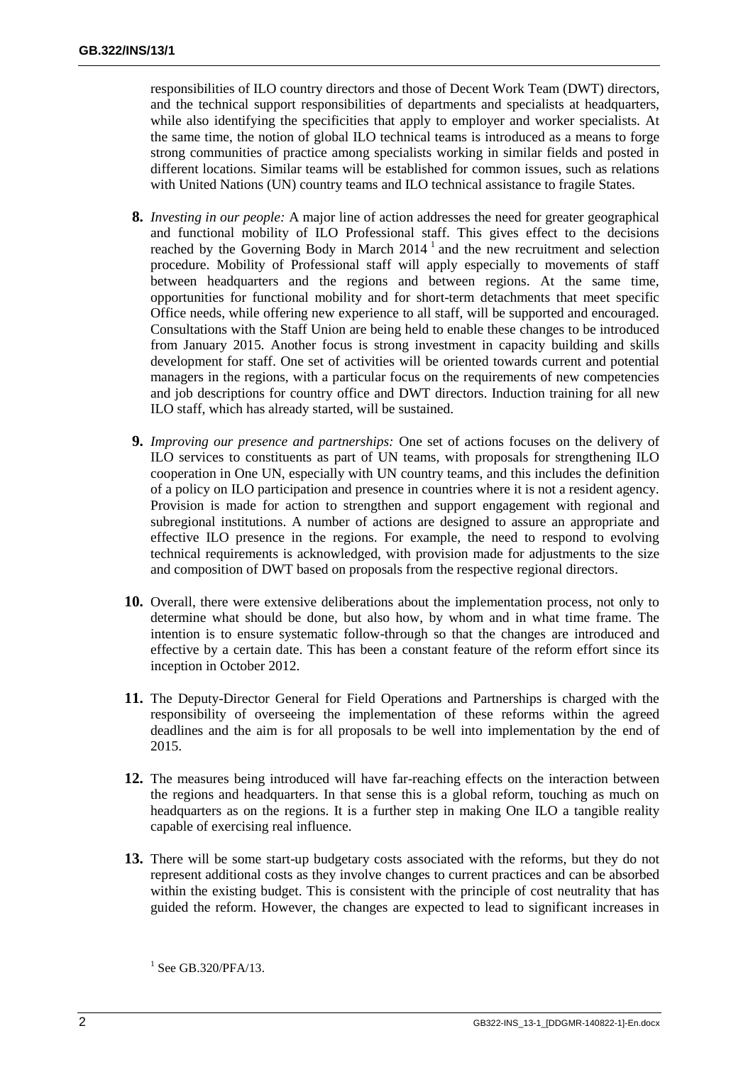responsibilities of ILO country directors and those of Decent Work Team (DWT) directors, and the technical support responsibilities of departments and specialists at headquarters, while also identifying the specificities that apply to employer and worker specialists. At the same time, the notion of global ILO technical teams is introduced as a means to forge strong communities of practice among specialists working in similar fields and posted in different locations. Similar teams will be established for common issues, such as relations with United Nations (UN) country teams and ILO technical assistance to fragile States.

**8.** *Investing in our people:* A major line of action addresses the need for greater geographical and functional mobility of ILO Professional staff. This gives effect to the decisions reached by the Governing Body in March 2014 [1] and the new recruitment and selection procedure. Mobility of Professional staff will apply especially to movements of staff between headquarters and the regions and between regions. At the same time, opportunities for functional mobility and for short-term detachments that meet specific Office needs, while offering new experience to all staff, will be supported and encouraged. Consultations with the Staff Union are being held to enable these changes to be introduced from January 2015. Another focus is strong investment in capacity building and skills development for staff. One set of activities will be oriented towards current and potential managers in the regions, with a particular focus on the requirements of new competencies and job descriptions for country office and DWT directors. Induction training for all new ILO staff, which has already started, will be sustained.

**9.** *Improving our presence and partnerships:* One set of actions focuses on the delivery of ILO services to constituents as part of UN teams, with proposals for strengthening ILO cooperation in One UN, especially with UN country teams, and this includes the definition of a policy on ILO participation and presence in countries where it is not a resident agency. Provision is made for action to strengthen and support engagement with regional and subregional institutions. A number of actions are designed to assure an appropriate and effective ILO presence in the regions. For example, the need to respond to evolving technical requirements is acknowledged, with provision made for adjustments to the size and composition of DWT based on proposals from the respective regional directors.

**10.** Overall, there were extensive deliberations about the implementation process, not only to determine what should be done, but also how, by whom and in what time frame. The intention is to ensure systematic follow-through so that the changes are introduced and effective by a certain date. This has been a constant feature of the reform effort since its inception in October 2012.

**11.** The Deputy-Director General for Field Operations and Partnerships is charged with the responsibility of overseeing the implementation of these reforms within the agreed deadlines and the aim is for all proposals to be well into implementation by the end of 2015.

**12.** The measures being introduced will have far-reaching effects on the interaction between the regions and headquarters. In that sense this is a global reform, touching as much on headquarters as on the regions. It is a further step in making One ILO a tangible reality capable of exercising real influence.

**13.** There will be some start-up budgetary costs associated with the reforms, but they do not represent additional costs as they involve changes to current practices and can be absorbed within the existing budget. This is consistent with the principle of cost neutrality that has guided the reform. However, the changes are expected to lead to significant increases in

[1] See GB.320/PFA/13.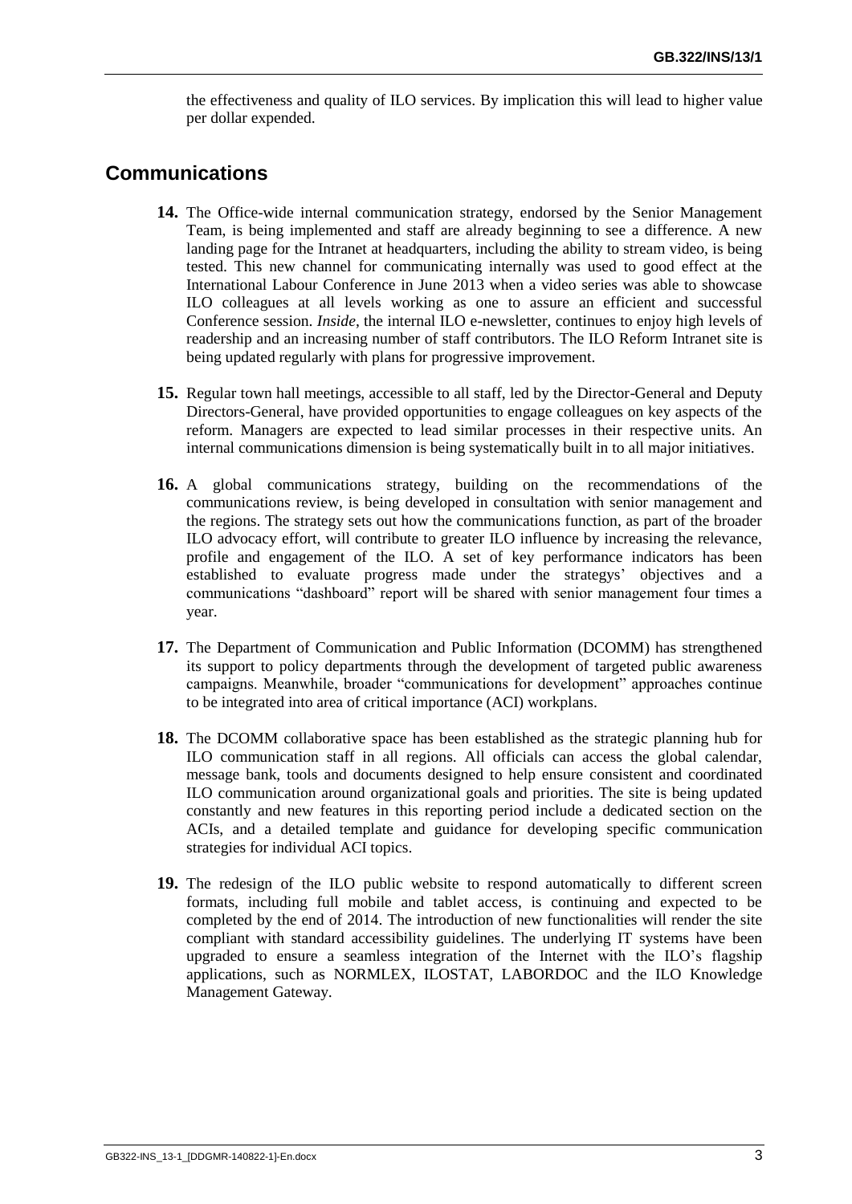the effectiveness and quality of ILO services. By implication this will lead to higher value per dollar expended.

## Communications

**14.** The Office-wide internal communication strategy, endorsed by the Senior Management Team, is being implemented and staff are already beginning to see a difference. A new landing page for the Intranet at headquarters, including the ability to stream video, is being tested. This new channel for communicating internally was used to good effect at the International Labour Conference in June 2013 when a video series was able to showcase ILO colleagues at all levels working as one to assure an efficient and successful Conference session. *Inside*, the internal ILO e-newsletter, continues to enjoy high levels of readership and an increasing number of staff contributors. The ILO Reform Intranet site is being updated regularly with plans for progressive improvement.

**15.** Regular town hall meetings, accessible to all staff, led by the Director-General and Deputy Directors-General, have provided opportunities to engage colleagues on key aspects of the reform. Managers are expected to lead similar processes in their respective units. An internal communications dimension is being systematically built in to all major initiatives.

**16.** A global communications strategy, building on the recommendations of the communications review, is being developed in consultation with senior management and the regions. The strategy sets out how the communications function, as part of the broader ILO advocacy effort, will contribute to greater ILO influence by increasing the relevance, profile and engagement of the ILO. A set of key performance indicators has been established to evaluate progress made under the strategys' objectives and a communications "dashboard" report will be shared with senior management four times a year.

**17.** The Department of Communication and Public Information (DCOMM) has strengthened its support to policy departments through the development of targeted public awareness campaigns. Meanwhile, broader "communications for development" approaches continue to be integrated into area of critical importance (ACI) workplans.

**18.** The DCOMM collaborative space has been established as the strategic planning hub for ILO communication staff in all regions. All officials can access the global calendar, message bank, tools and documents designed to help ensure consistent and coordinated ILO communication around organizational goals and priorities. The site is being updated constantly and new features in this reporting period include a dedicated section on the ACIs, and a detailed template and guidance for developing specific communication strategies for individual ACI topics.

**19.** The redesign of the ILO public website to respond automatically to different screen formats, including full mobile and tablet access, is continuing and expected to be completed by the end of 2014. The introduction of new functionalities will render the site compliant with standard accessibility guidelines. The underlying IT systems have been upgraded to ensure a seamless integration of the Internet with the ILO's flagship applications, such as NORMLEX, ILOSTAT, LABORDOC and the ILO Knowledge Management Gateway.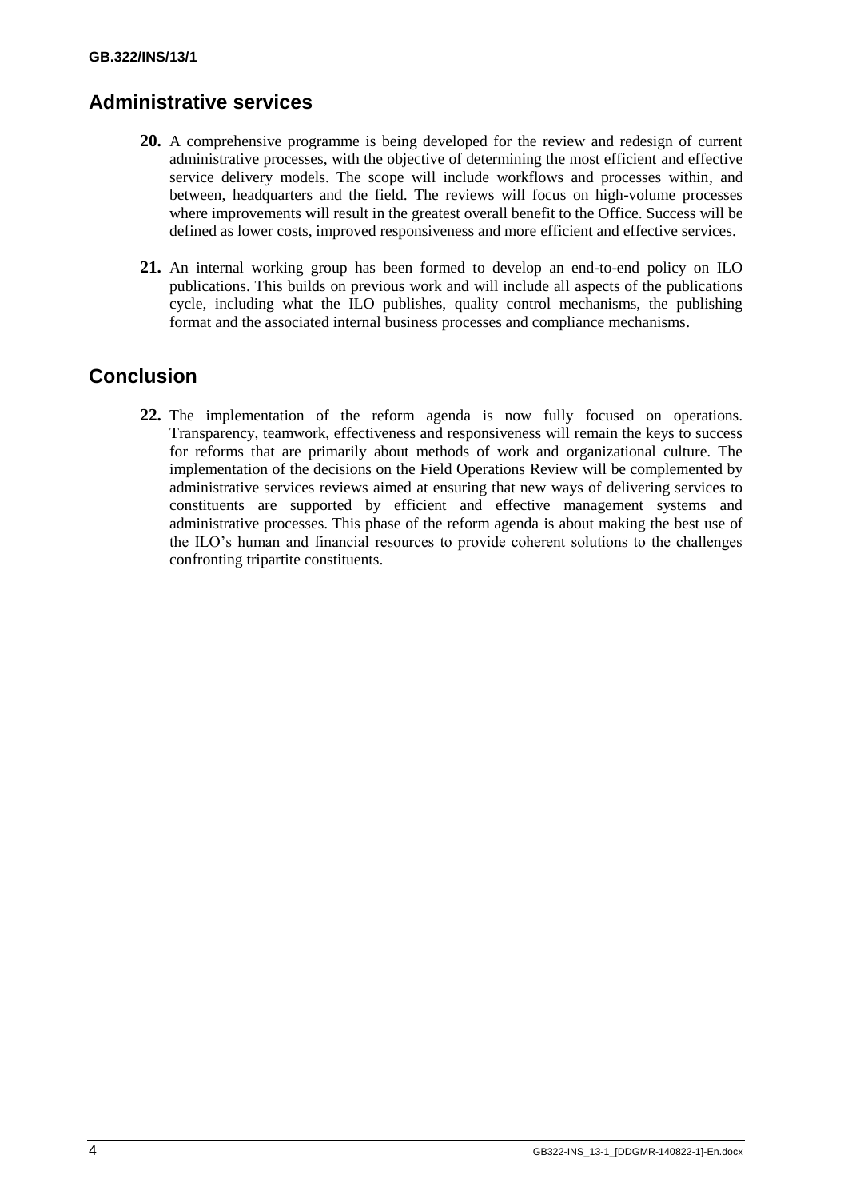## Administrative services

**20.** A comprehensive programme is being developed for the review and redesign of current administrative processes, with the objective of determining the most efficient and effective service delivery models. The scope will include workflows and processes within, and between, headquarters and the field. The reviews will focus on high-volume processes where improvements will result in the greatest overall benefit to the Office. Success will be defined as lower costs, improved responsiveness and more efficient and effective services.

**21.** An internal working group has been formed to develop an end-to-end policy on ILO publications. This builds on previous work and will include all aspects of the publications cycle, including what the ILO publishes, quality control mechanisms, the publishing format and the associated internal business processes and compliance mechanisms.

## Conclusion

**22.** The implementation of the reform agenda is now fully focused on operations. Transparency, teamwork, effectiveness and responsiveness will remain the keys to success for reforms that are primarily about methods of work and organizational culture. The implementation of the decisions on the Field Operations Review will be complemented by administrative services reviews aimed at ensuring that new ways of delivering services to constituents are supported by efficient and effective management systems and administrative processes. This phase of the reform agenda is about making the best use of the ILO's human and financial resources to provide coherent solutions to the challenges confronting tripartite constituents.